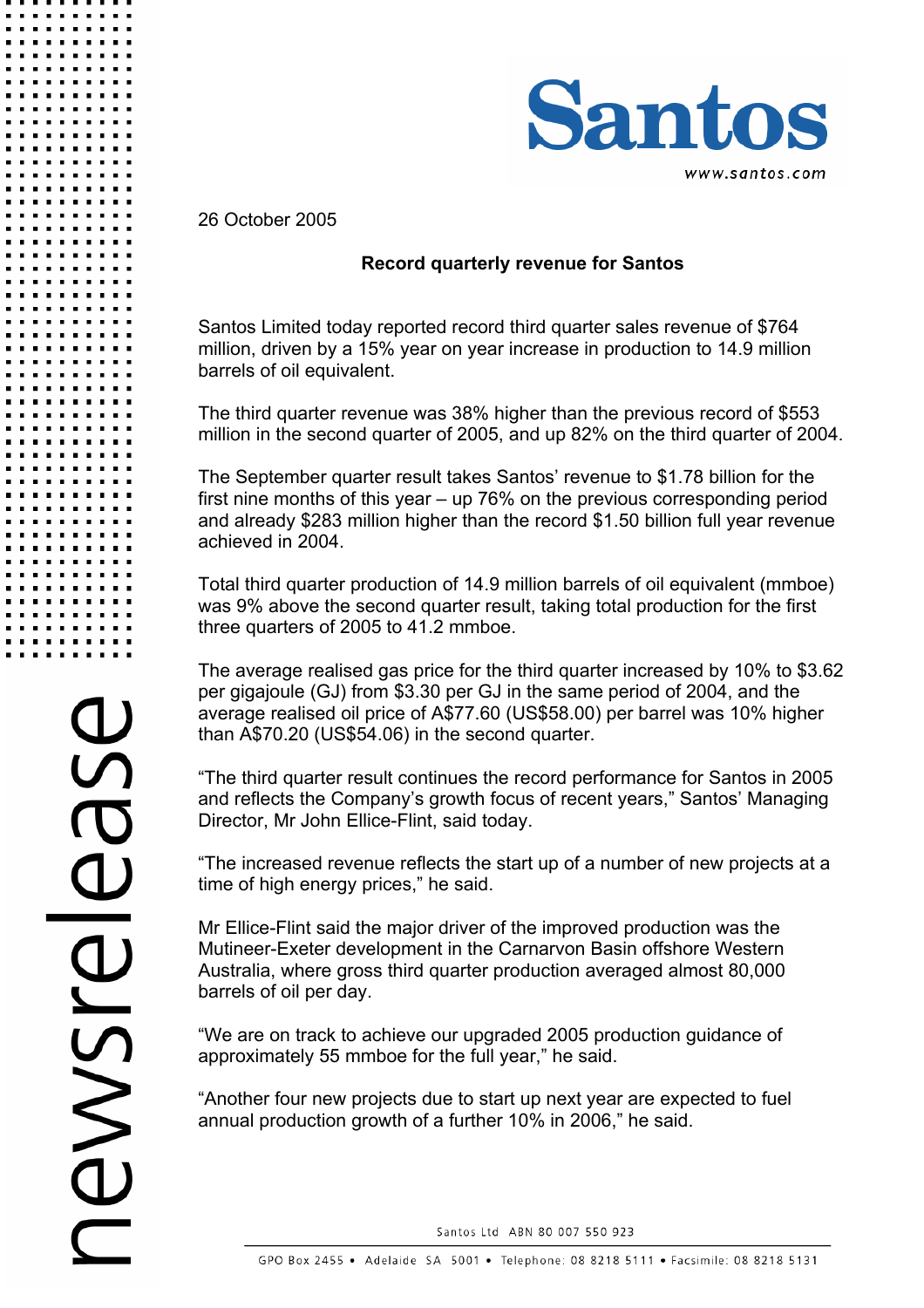26 October 2005

## Record quarterly revenue for Santos

Santos Limited today reported record third quarter sales revenue of $764 million, driven by a 15% year on year increase in production to 14.9 million barrels of oil equivalent.

The third quarter revenue was 38% higher than the previous record of $553 million in the second quarter of 2005, and up 82% on the third quarter of 2004.

The September quarter result takes Santos' revenue to $1.78 billion for the first nine months of this year – up 76% on the previous corresponding period and already $283 million higher than the record $1.50 billion full year revenue achieved in 2004.

Total third quarter production of 14.9 million barrels of oil equivalent (mmboe) was 9% above the second quarter result, taking total production for the first three quarters of 2005 to 41.2 mmboe.

The average realised gas price for the third quarter increased by 10% to $3.62 per gigajoule (GJ) from $3.30 per GJ in the same period of 2004, and the average realised oil price of A$77.60 (US$58.00) per barrel was 10% higher than A$70.20 (US$54.06) in the second quarter.

"The third quarter result continues the record performance for Santos in 2005 and reflects the Company's growth focus of recent years," Santos' Managing Director, Mr John Ellice-Flint, said today.

"The increased revenue reflects the start up of a number of new projects at a time of high energy prices," he said.

Mr Ellice-Flint said the major driver of the improved production was the Mutineer-Exeter development in the Carnarvon Basin offshore Western Australia, where gross third quarter production averaged almost 80,000 barrels of oil per day.

"We are on track to achieve our upgraded 2005 production guidance of approximately 55 mmboe for the full year," he said.

"Another four new projects due to start up next year are expected to fuel annual production growth of a further 10% in 2006," he said.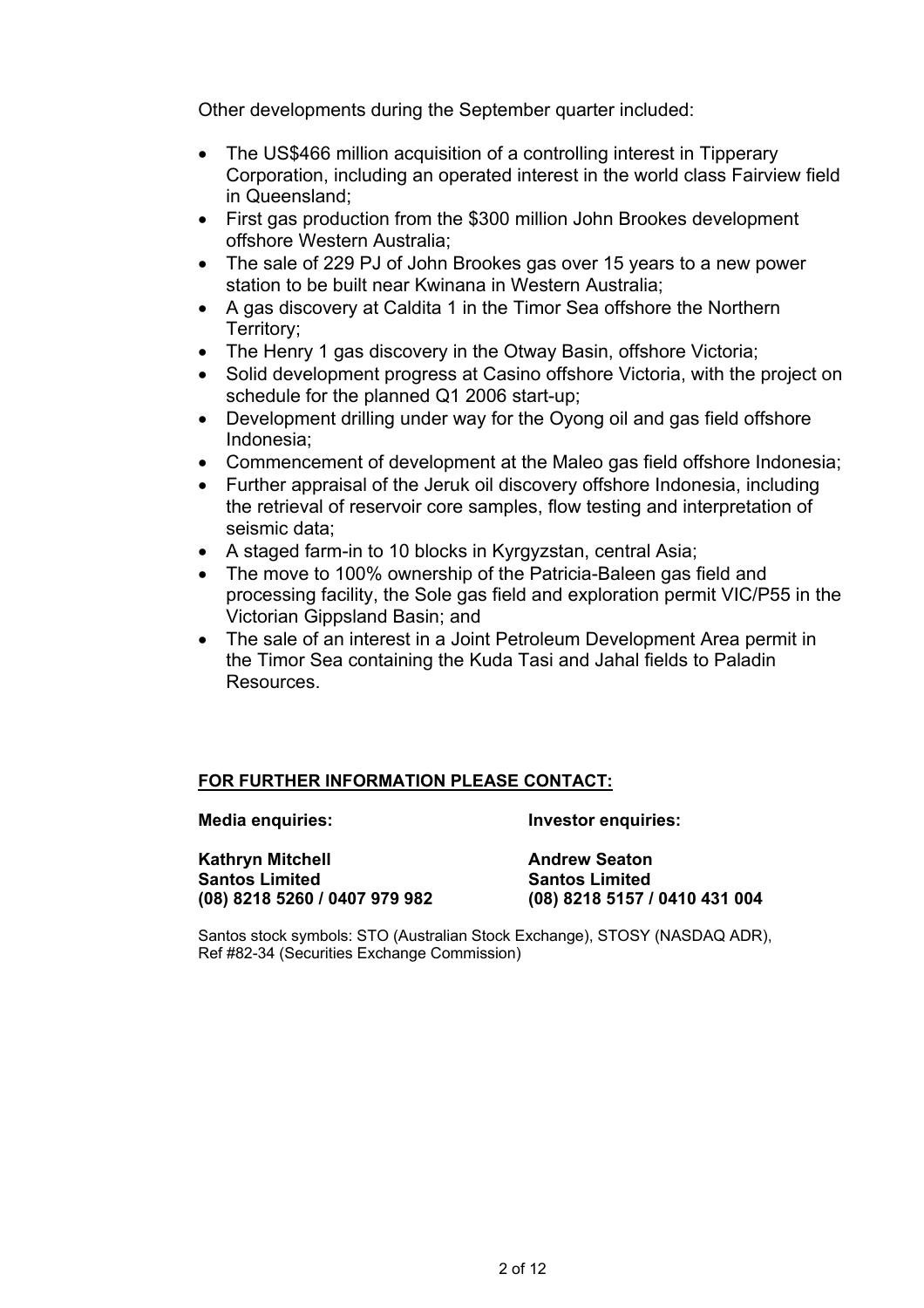Other developments during the September quarter included:

- The US$466 million acquisition of a controlling interest in Tipperary Corporation, including an operated interest in the world class Fairview field in Queensland;
- First gas production from the $300 million John Brookes development offshore Western Australia;
- The sale of 229 PJ of John Brookes gas over 15 years to a new power station to be built near Kwinana in Western Australia;
- A gas discovery at Caldita 1 in the Timor Sea offshore the Northern Territory;
- The Henry 1 gas discovery in the Otway Basin, offshore Victoria;
- Solid development progress at Casino offshore Victoria, with the project on schedule for the planned Q1 2006 start-up;
- Development drilling under way for the Oyong oil and gas field offshore Indonesia;
- Commencement of development at the Maleo gas field offshore Indonesia;
- Further appraisal of the Jeruk oil discovery offshore Indonesia, including the retrieval of reservoir core samples, flow testing and interpretation of seismic data;
- A staged farm-in to 10 blocks in Kyrgyzstan, central Asia;
- The move to 100% ownership of the Patricia-Baleen gas field and processing facility, the Sole gas field and exploration permit VIC/P55 in the Victorian Gippsland Basin; and
- The sale of an interest in a Joint Petroleum Development Area permit in the Timor Sea containing the Kuda Tasi and Jahal fields to Paladin Resources.

**FOR FURTHER INFORMATION PLEASE CONTACT:**

**Media enquiries:**

**Kathryn Mitchell**
**Santos Limited**
**(08) 8218 5260 / 0407 979 982**

**Investor enquiries:**

**Andrew Seaton**
**Santos Limited**
**(08) 8218 5157 / 0410 431 004**

Santos stock symbols: STO (Australian Stock Exchange), STOSY (NASDAQ ADR), Ref #82-34 (Securities Exchange Commission)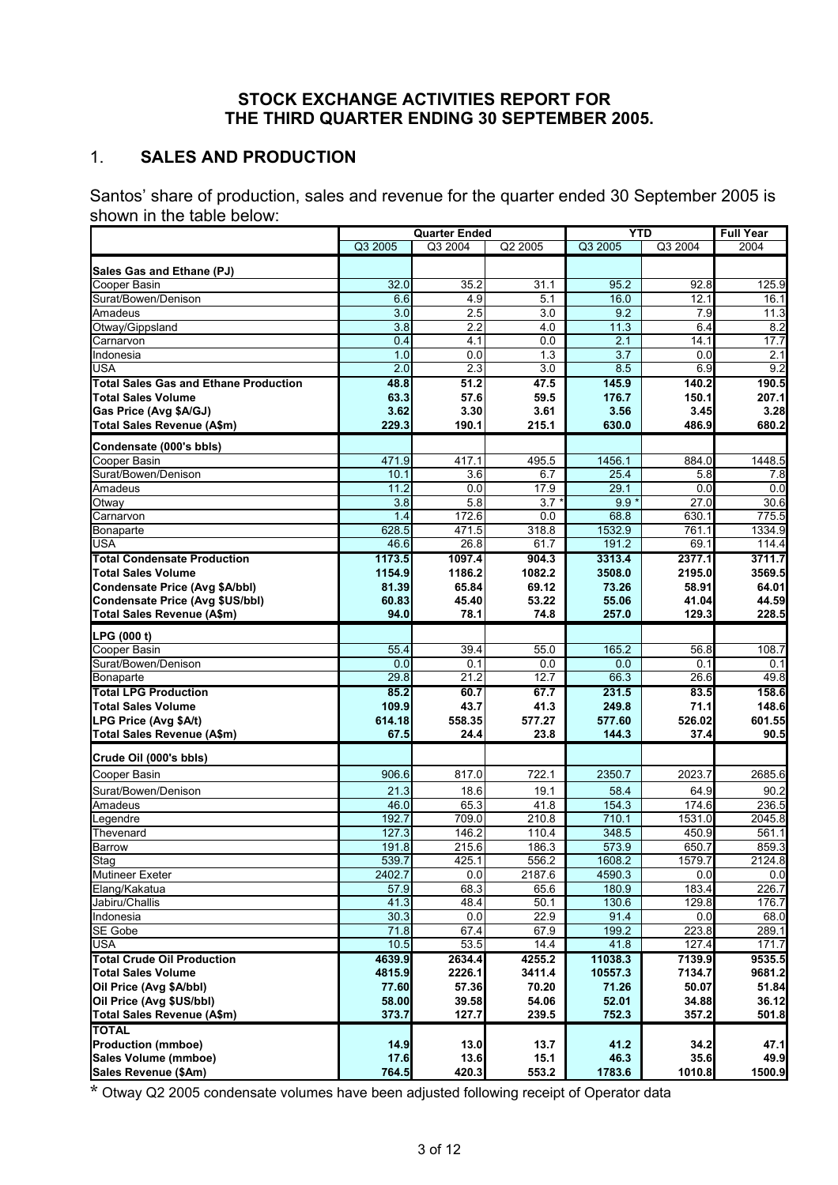## STOCK EXCHANGE ACTIVITIES REPORT FOR THE THIRD QUARTER ENDING 30 SEPTEMBER 2005.

## 1. SALES AND PRODUCTION

Santos' share of production, sales and revenue for the quarter ended 30 September 2005 is shown in the table below:

| | Quarter Ended | | | YTD | | Full Year |
|---|---|---|---|---|---|---|
| | Q3 2005 | Q3 2004 | Q2 2005 | Q3 2005 | Q3 2004 | 2004 |
| **Sales Gas and Ethane (PJ)** | | | | | | |
| Cooper Basin | 32.0 | 35.2 | 31.1 | 95.2 | 92.8 | 125.9 |
| Surat/Bowen/Denison | 6.6 | 4.9 | 5.1 | 16.0 | 12.1 | 16.1 |
| Amadeus | 3.0 | 2.5 | 3.0 | 9.2 | 7.9 | 11.3 |
| Otway/Gippsland | 3.8 | 2.2 | 4.0 | 11.3 | 6.4 | 8.2 |
| Carnarvon | 0.4 | 4.1 | 0.0 | 2.1 | 14.1 | 17.7 |
| Indonesia | 1.0 | 0.0 | 1.3 | 3.7 | 0.0 | 2.1 |
| USA | 2.0 | 2.3 | 3.0 | 8.5 | 6.9 | 9.2 |
| **Total Sales Gas and Ethane Production** | **48.8** | **51.2** | **47.5** | **145.9** | **140.2** | **190.5** |
| **Total Sales Volume** | **63.3** | **57.6** | **59.5** | **176.7** | **150.1** | **207.1** |
| **Gas Price (Avg $A/GJ)** | **3.62** | **3.30** | **3.61** | **3.56** | **3.45** | **3.28** |
| **Total Sales Revenue (A$m)** | **229.3** | **190.1** | **215.1** | **630.0** | **486.9** | **680.2** |
| **Condensate (000's bbls)** | | | | | | |
| Cooper Basin | 471.9 | 417.1 | 495.5 | 1456.1 | 884.0 | 1448.5 |
| Surat/Bowen/Denison | 10.1 | 3.6 | 6.7 | 25.4 | 5.8 | 7.8 |
| Amadeus | 11.2 | 0.0 | 17.9 | 29.1 | 0.0 | 0.0 |
| Otway | 3.8 | 5.8 | 3.7 * | 9.9 * | 27.0 | 30.6 |
| Carnarvon | 1.4 | 172.6 | 0.0 | 68.8 | 630.1 | 775.5 |
| Bonaparte | 628.5 | 471.5 | 318.8 | 1532.9 | 761.1 | 1334.9 |
| USA | 46.6 | 26.8 | 61.7 | 191.2 | 69.1 | 114.4 |
| **Total Condensate Production** | **1173.5** | **1097.4** | **904.3** | **3313.4** | **2377.1** | **3711.7** |
| **Total Sales Volume** | **1154.9** | **1186.2** | **1082.2** | **3508.0** | **2195.0** | **3569.5** |
| **Condensate Price (Avg $A/bbl)** | **81.39** | **65.84** | **69.12** | **73.26** | **58.91** | **64.01** |
| **Condensate Price (Avg $US/bbl)** | **60.83** | **45.40** | **53.22** | **55.06** | **41.04** | **44.59** |
| **Total Sales Revenue (A$m)** | **94.0** | **78.1** | **74.8** | **257.0** | **129.3** | **228.5** |
| **LPG (000 t)** | | | | | | |
| Cooper Basin | 55.4 | 39.4 | 55.0 | 165.2 | 56.8 | 108.7 |
| Surat/Bowen/Denison | 0.0 | 0.1 | 0.0 | 0.0 | 0.1 | 0.1 |
| Bonaparte | 29.8 | 21.2 | 12.7 | 66.3 | 26.6 | 49.8 |
| **Total LPG Production** | **85.2** | **60.7** | **67.7** | **231.5** | **83.5** | **158.6** |
| **Total Sales Volume** | **109.9** | **43.7** | **41.3** | **249.8** | **71.1** | **148.6** |
| **LPG Price (Avg $A/t)** | **614.18** | **558.35** | **577.27** | **577.60** | **526.02** | **601.55** |
| **Total Sales Revenue (A$m)** | **67.5** | **24.4** | **23.8** | **144.3** | **37.4** | **90.5** |
| **Crude Oil (000's bbls)** | | | | | | |
| Cooper Basin | 906.6 | 817.0 | 722.1 | 2350.7 | 2023.7 | 2685.6 |
| Surat/Bowen/Denison | 21.3 | 18.6 | 19.1 | 58.4 | 64.9 | 90.2 |
| Amadeus | 46.0 | 65.3 | 41.8 | 154.3 | 174.6 | 236.5 |
| Legendre | 192.7 | 709.0 | 210.8 | 710.1 | 1531.0 | 2045.8 |
| Thevenard | 127.3 | 146.2 | 110.4 | 348.5 | 450.9 | 561.1 |
| Barrow | 191.8 | 215.6 | 186.3 | 573.9 | 650.7 | 859.3 |
| Stag | 539.7 | 425.1 | 556.2 | 1608.2 | 1579.7 | 2124.8 |
| Mutineer Exeter | 2402.7 | 0.0 | 2187.6 | 4590.3 | 0.0 | 0.0 |
| Elang/Kakatua | 57.9 | 68.3 | 65.6 | 180.9 | 183.4 | 226.7 |
| Jabiru/Challis | 41.3 | 48.4 | 50.1 | 130.6 | 129.8 | 176.7 |
| Indonesia | 30.3 | 0.0 | 22.9 | 91.4 | 0.0 | 68.0 |
| SE Gobe | 71.8 | 67.4 | 67.9 | 199.2 | 223.8 | 289.1 |
| USA | 10.5 | 53.5 | 14.4 | 41.8 | 127.4 | 171.7 |
| **Total Crude Oil Production** | **4639.9** | **2634.4** | **4255.2** | **11038.3** | **7139.9** | **9535.5** |
| **Total Sales Volume** | **4815.9** | **2226.1** | **3411.4** | **10557.3** | **7134.7** | **9681.2** |
| **Oil Price (Avg $A/bbl)** | **77.60** | **57.36** | **70.20** | **71.26** | **50.07** | **51.84** |
| **Oil Price (Avg $US/bbl)** | **58.00** | **39.58** | **54.06** | **52.01** | **34.88** | **36.12** |
| **Total Sales Revenue (A$m)** | **373.7** | **127.7** | **239.5** | **752.3** | **357.2** | **501.8** |
| **TOTAL** | | | | | | |
| **Production (mmboe)** | **14.9** | **13.0** | **13.7** | **41.2** | **34.2** | **47.1** |
| **Sales Volume (mmboe)** | **17.6** | **13.6** | **15.1** | **46.3** | **35.6** | **49.9** |
| **Sales Revenue ($Am)** | **764.5** | **420.3** | **553.2** | **1783.6** | **1010.8** | **1500.9** |

* Otway Q2 2005 condensate volumes have been adjusted following receipt of Operator data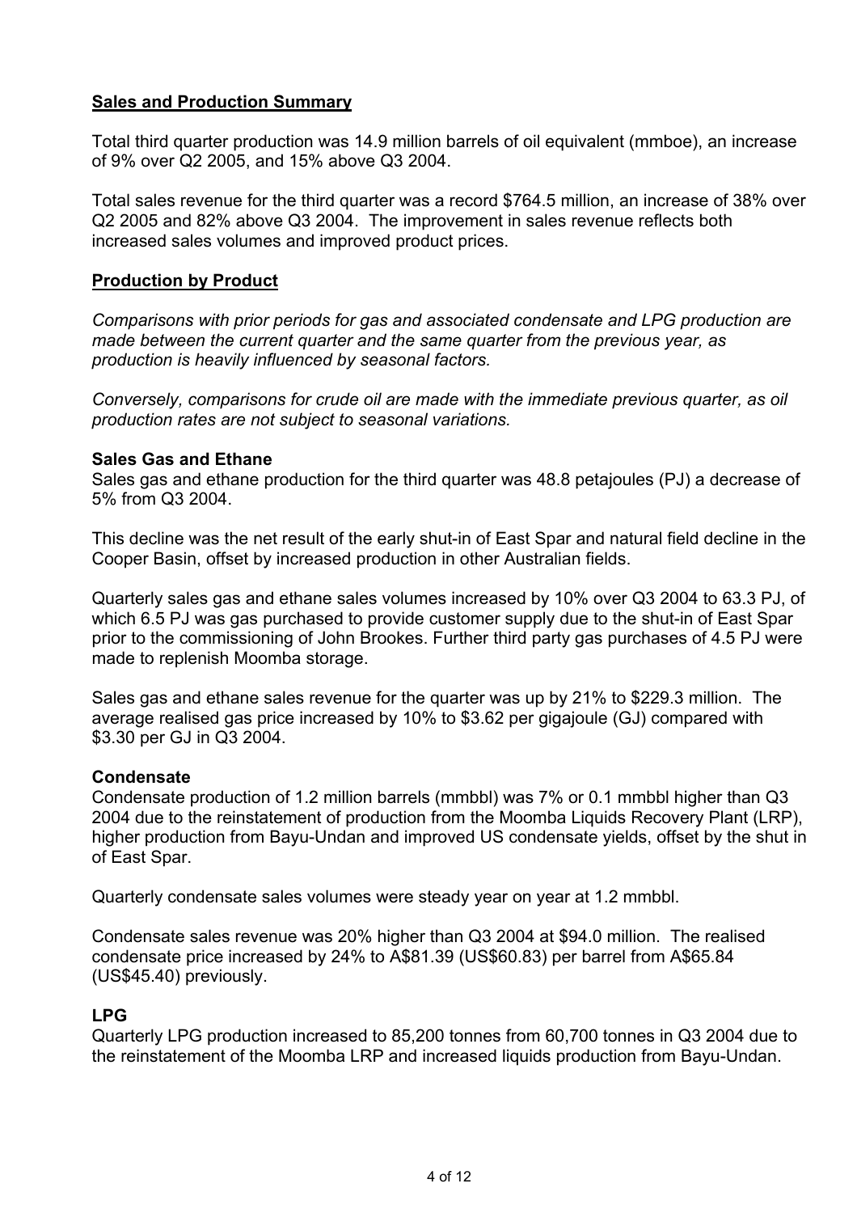## Sales and Production Summary

Total third quarter production was 14.9 million barrels of oil equivalent (mmboe), an increase of 9% over Q2 2005, and 15% above Q3 2004.

Total sales revenue for the third quarter was a record $764.5 million, an increase of 38% over Q2 2005 and 82% above Q3 2004. The improvement in sales revenue reflects both increased sales volumes and improved product prices.

## Production by Product

*Comparisons with prior periods for gas and associated condensate and LPG production are made between the current quarter and the same quarter from the previous year, as production is heavily influenced by seasonal factors.*

*Conversely, comparisons for crude oil are made with the immediate previous quarter, as oil production rates are not subject to seasonal variations.*

### Sales Gas and Ethane

Sales gas and ethane production for the third quarter was 48.8 petajoules (PJ) a decrease of 5% from Q3 2004.

This decline was the net result of the early shut-in of East Spar and natural field decline in the Cooper Basin, offset by increased production in other Australian fields.

Quarterly sales gas and ethane sales volumes increased by 10% over Q3 2004 to 63.3 PJ, of which 6.5 PJ was gas purchased to provide customer supply due to the shut-in of East Spar prior to the commissioning of John Brookes. Further third party gas purchases of 4.5 PJ were made to replenish Moomba storage.

Sales gas and ethane sales revenue for the quarter was up by 21% to $229.3 million. The average realised gas price increased by 10% to $3.62 per gigajoule (GJ) compared with $3.30 per GJ in Q3 2004.

### Condensate

Condensate production of 1.2 million barrels (mmbbl) was 7% or 0.1 mmbbl higher than Q3 2004 due to the reinstatement of production from the Moomba Liquids Recovery Plant (LRP), higher production from Bayu-Undan and improved US condensate yields, offset by the shut in of East Spar.

Quarterly condensate sales volumes were steady year on year at 1.2 mmbbl.

Condensate sales revenue was 20% higher than Q3 2004 at $94.0 million. The realised condensate price increased by 24% to A$81.39 (US$60.83) per barrel from A$65.84 (US$45.40) previously.

### LPG

Quarterly LPG production increased to 85,200 tonnes from 60,700 tonnes in Q3 2004 due to the reinstatement of the Moomba LRP and increased liquids production from Bayu-Undan.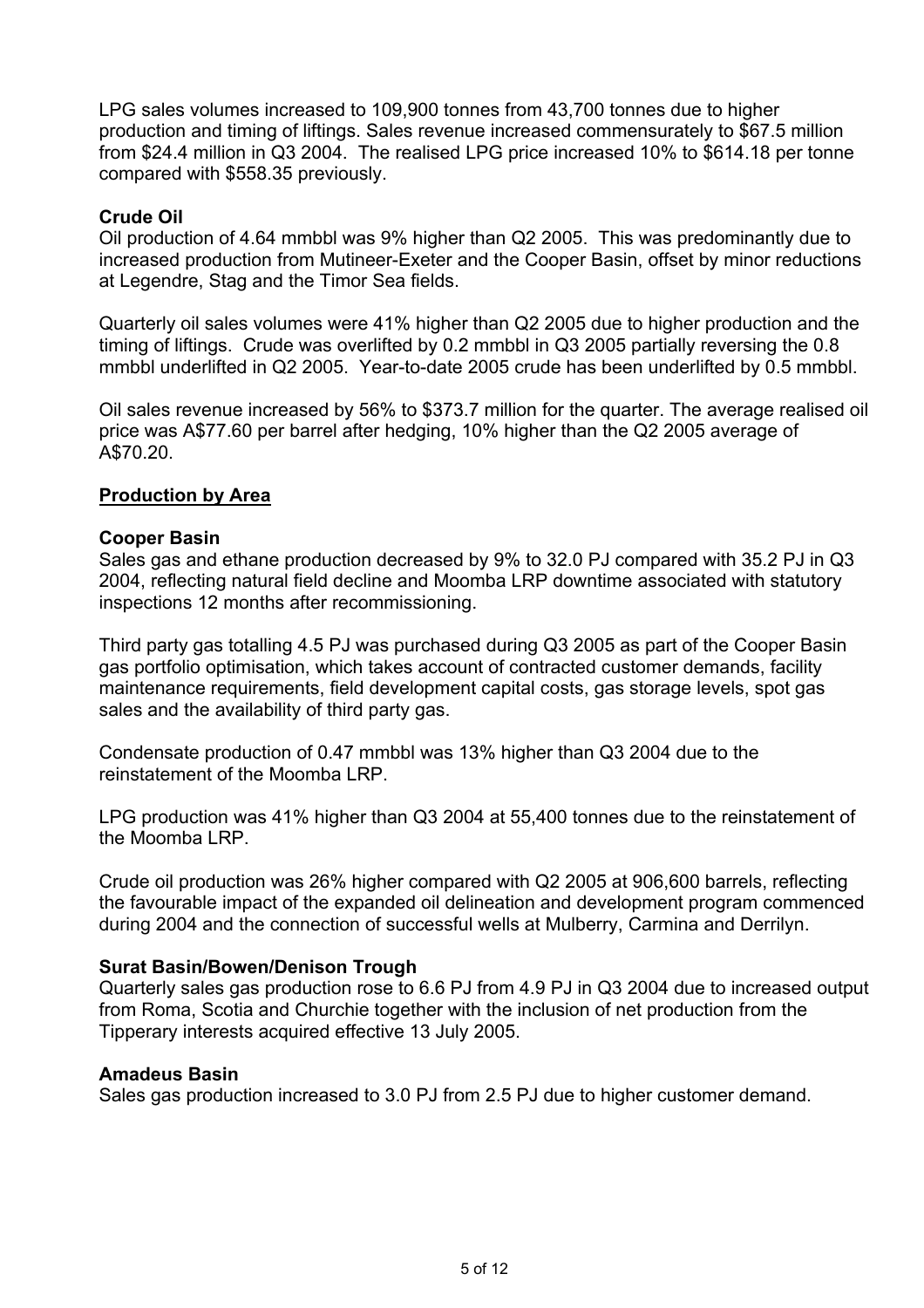LPG sales volumes increased to 109,900 tonnes from 43,700 tonnes due to higher production and timing of liftings. Sales revenue increased commensurately to $67.5 million from $24.4 million in Q3 2004. The realised LPG price increased 10% to $614.18 per tonne compared with $558.35 previously.

**Crude Oil**

Oil production of 4.64 mmbbl was 9% higher than Q2 2005. This was predominantly due to increased production from Mutineer-Exeter and the Cooper Basin, offset by minor reductions at Legendre, Stag and the Timor Sea fields.

Quarterly oil sales volumes were 41% higher than Q2 2005 due to higher production and the timing of liftings. Crude was overlifted by 0.2 mmbbl in Q3 2005 partially reversing the 0.8 mmbbl underlifted in Q2 2005. Year-to-date 2005 crude has been underlifted by 0.5 mmbbl.

Oil sales revenue increased by 56% to $373.7 million for the quarter. The average realised oil price was A$77.60 per barrel after hedging, 10% higher than the Q2 2005 average of A$70.20.

## Production by Area

**Cooper Basin**

Sales gas and ethane production decreased by 9% to 32.0 PJ compared with 35.2 PJ in Q3 2004, reflecting natural field decline and Moomba LRP downtime associated with statutory inspections 12 months after recommissioning.

Third party gas totalling 4.5 PJ was purchased during Q3 2005 as part of the Cooper Basin gas portfolio optimisation, which takes account of contracted customer demands, facility maintenance requirements, field development capital costs, gas storage levels, spot gas sales and the availability of third party gas.

Condensate production of 0.47 mmbbl was 13% higher than Q3 2004 due to the reinstatement of the Moomba LRP.

LPG production was 41% higher than Q3 2004 at 55,400 tonnes due to the reinstatement of the Moomba LRP.

Crude oil production was 26% higher compared with Q2 2005 at 906,600 barrels, reflecting the favourable impact of the expanded oil delineation and development program commenced during 2004 and the connection of successful wells at Mulberry, Carmina and Derrilyn.

**Surat Basin/Bowen/Denison Trough**

Quarterly sales gas production rose to 6.6 PJ from 4.9 PJ in Q3 2004 due to increased output from Roma, Scotia and Churchie together with the inclusion of net production from the Tipperary interests acquired effective 13 July 2005.

**Amadeus Basin**

Sales gas production increased to 3.0 PJ from 2.5 PJ due to higher customer demand.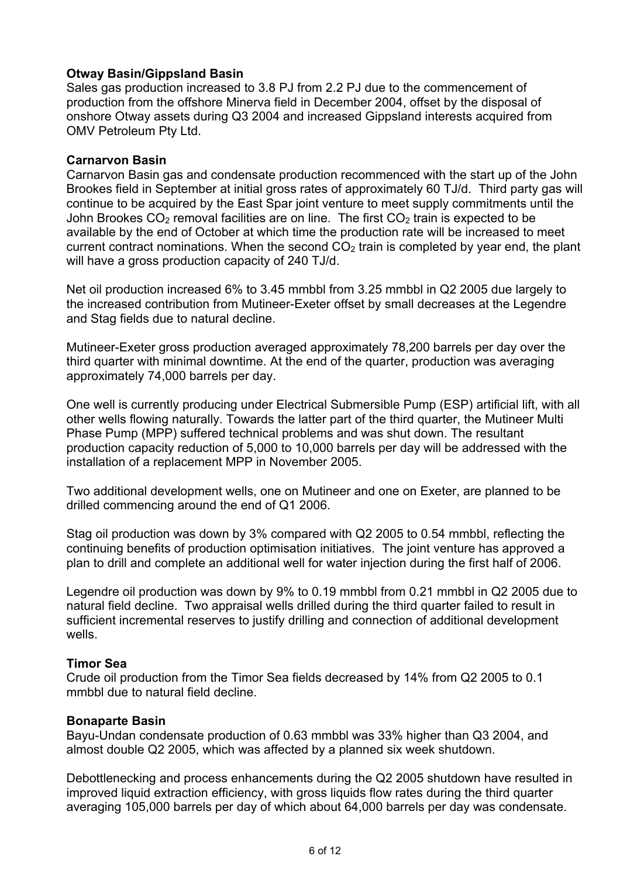**Otway Basin/Gippsland Basin**

Sales gas production increased to 3.8 PJ from 2.2 PJ due to the commencement of production from the offshore Minerva field in December 2004, offset by the disposal of onshore Otway assets during Q3 2004 and increased Gippsland interests acquired from OMV Petroleum Pty Ltd.

**Carnarvon Basin**

Carnarvon Basin gas and condensate production recommenced with the start up of the John Brookes field in September at initial gross rates of approximately 60 TJ/d. Third party gas will continue to be acquired by the East Spar joint venture to meet supply commitments until the John Brookes $CO_2$ removal facilities are on line. The first $CO_2$ train is expected to be available by the end of October at which time the production rate will be increased to meet current contract nominations. When the second $CO_2$ train is completed by year end, the plant will have a gross production capacity of 240 TJ/d.

Net oil production increased 6% to 3.45 mmbbl from 3.25 mmbbl in Q2 2005 due largely to the increased contribution from Mutineer-Exeter offset by small decreases at the Legendre and Stag fields due to natural decline.

Mutineer-Exeter gross production averaged approximately 78,200 barrels per day over the third quarter with minimal downtime. At the end of the quarter, production was averaging approximately 74,000 barrels per day.

One well is currently producing under Electrical Submersible Pump (ESP) artificial lift, with all other wells flowing naturally. Towards the latter part of the third quarter, the Mutineer Multi Phase Pump (MPP) suffered technical problems and was shut down. The resultant production capacity reduction of 5,000 to 10,000 barrels per day will be addressed with the installation of a replacement MPP in November 2005.

Two additional development wells, one on Mutineer and one on Exeter, are planned to be drilled commencing around the end of Q1 2006.

Stag oil production was down by 3% compared with Q2 2005 to 0.54 mmbbl, reflecting the continuing benefits of production optimisation initiatives. The joint venture has approved a plan to drill and complete an additional well for water injection during the first half of 2006.

Legendre oil production was down by 9% to 0.19 mmbbl from 0.21 mmbbl in Q2 2005 due to natural field decline. Two appraisal wells drilled during the third quarter failed to result in sufficient incremental reserves to justify drilling and connection of additional development wells.

**Timor Sea**

Crude oil production from the Timor Sea fields decreased by 14% from Q2 2005 to 0.1 mmbbl due to natural field decline.

**Bonaparte Basin**

Bayu-Undan condensate production of 0.63 mmbbl was 33% higher than Q3 2004, and almost double Q2 2005, which was affected by a planned six week shutdown.

Debottlenecking and process enhancements during the Q2 2005 shutdown have resulted in improved liquid extraction efficiency, with gross liquids flow rates during the third quarter averaging 105,000 barrels per day of which about 64,000 barrels per day was condensate.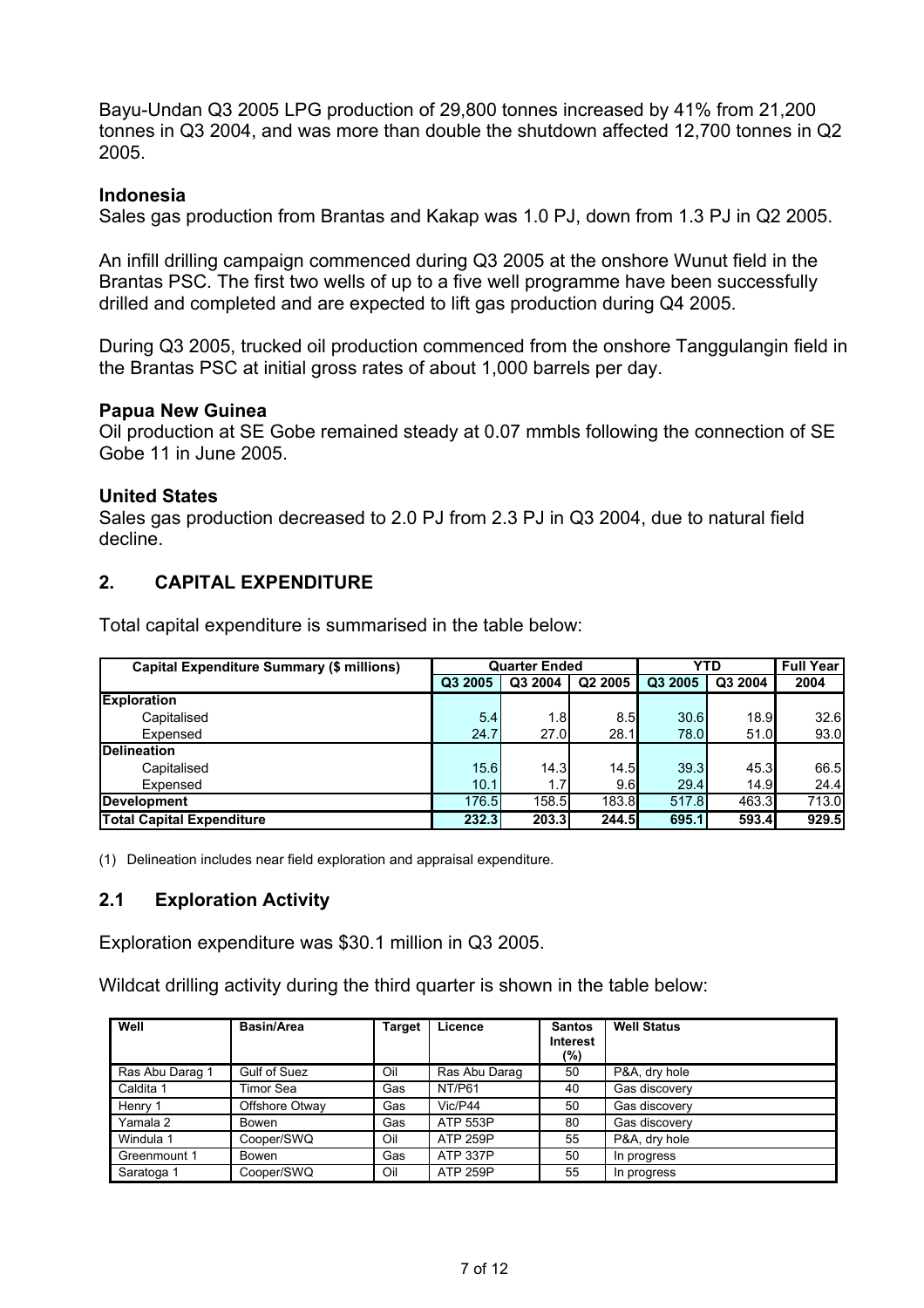Bayu-Undan Q3 2005 LPG production of 29,800 tonnes increased by 41% from 21,200 tonnes in Q3 2004, and was more than double the shutdown affected 12,700 tonnes in Q2 2005.

### Indonesia

Sales gas production from Brantas and Kakap was 1.0 PJ, down from 1.3 PJ in Q2 2005.

An infill drilling campaign commenced during Q3 2005 at the onshore Wunut field in the Brantas PSC. The first two wells of up to a five well programme have been successfully drilled and completed and are expected to lift gas production during Q4 2005.

During Q3 2005, trucked oil production commenced from the onshore Tanggulangin field in the Brantas PSC at initial gross rates of about 1,000 barrels per day.

### Papua New Guinea

Oil production at SE Gobe remained steady at 0.07 mmbls following the connection of SE Gobe 11 in June 2005.

### United States

Sales gas production decreased to 2.0 PJ from 2.3 PJ in Q3 2004, due to natural field decline.

## 2. CAPITAL EXPENDITURE

Total capital expenditure is summarised in the table below:

| Capital Expenditure Summary ($ millions) | Quarter Ended | | | YTD | | Full Year |
|---|---|---|---|---|---|---|
| | Q3 2005 | Q3 2004 | Q2 2005 | Q3 2005 | Q3 2004 | 2004 |
| **Exploration** | | | | | | |
| Capitalised | 5.4 | 1.8 | 8.5 | 30.6 | 18.9 | 32.6 |
| Expensed | 24.7 | 27.0 | 28.1 | 78.0 | 51.0 | 93.0 |
| **Delineation** | | | | | | |
| Capitalised | 15.6 | 14.3 | 14.5 | 39.3 | 45.3 | 66.5 |
| Expensed | 10.1 | 1.7 | 9.6 | 29.4 | 14.9 | 24.4 |
| **Development** | 176.5 | 158.5 | 183.8 | 517.8 | 463.3 | 713.0 |
| **Total Capital Expenditure** | **232.3** | **203.3** | **244.5** | **695.1** | **593.4** | **929.5** |

(1) Delineation includes near field exploration and appraisal expenditure.

## 2.1 Exploration Activity

Exploration expenditure was $30.1 million in Q3 2005.

Wildcat drilling activity during the third quarter is shown in the table below:

| Well | Basin/Area | Target | Licence | Santos Interest (%) | Well Status |
|---|---|---|---|---|---|
| Ras Abu Darag 1 | Gulf of Suez | Oil | Ras Abu Darag | 50 | P&A, dry hole |
| Caldita 1 | Timor Sea | Gas | NT/P61 | 40 | Gas discovery |
| Henry 1 | Offshore Otway | Gas | Vic/P44 | 50 | Gas discovery |
| Yamala 2 | Bowen | Gas | ATP 553P | 80 | Gas discovery |
| Windula 1 | Cooper/SWQ | Oil | ATP 259P | 55 | P&A, dry hole |
| Greenmount 1 | Bowen | Gas | ATP 337P | 50 | In progress |
| Saratoga 1 | Cooper/SWQ | Oil | ATP 259P | 55 | In progress |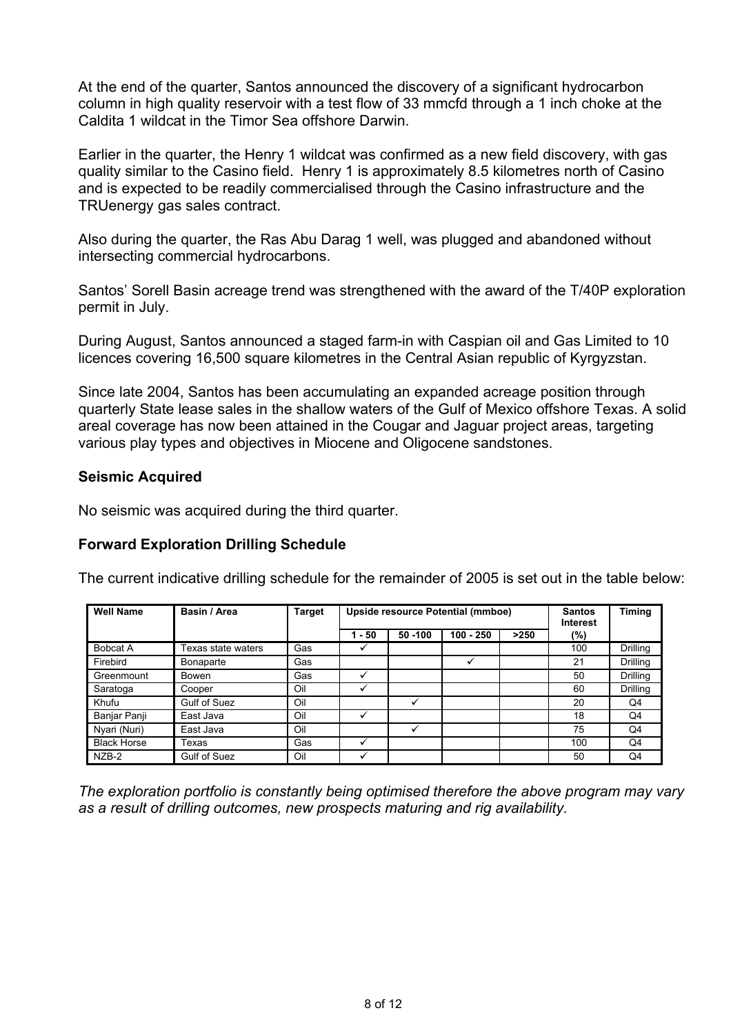At the end of the quarter, Santos announced the discovery of a significant hydrocarbon column in high quality reservoir with a test flow of 33 mmcfd through a 1 inch choke at the Caldita 1 wildcat in the Timor Sea offshore Darwin.

Earlier in the quarter, the Henry 1 wildcat was confirmed as a new field discovery, with gas quality similar to the Casino field. Henry 1 is approximately 8.5 kilometres north of Casino and is expected to be readily commercialised through the Casino infrastructure and the TRUenergy gas sales contract.

Also during the quarter, the Ras Abu Darag 1 well, was plugged and abandoned without intersecting commercial hydrocarbons.

Santos' Sorell Basin acreage trend was strengthened with the award of the T/40P exploration permit in July.

During August, Santos announced a staged farm-in with Caspian oil and Gas Limited to 10 licences covering 16,500 square kilometres in the Central Asian republic of Kyrgyzstan.

Since late 2004, Santos has been accumulating an expanded acreage position through quarterly State lease sales in the shallow waters of the Gulf of Mexico offshore Texas. A solid areal coverage has now been attained in the Cougar and Jaguar project areas, targeting various play types and objectives in Miocene and Oligocene sandstones.

**Seismic Acquired**

No seismic was acquired during the third quarter.

**Forward Exploration Drilling Schedule**

The current indicative drilling schedule for the remainder of 2005 is set out in the table below:

| Well Name | Basin / Area | Target | Upside resource Potential (mmboe) | | | | Santos Interest | Timing |
|---|---|---|---|---|---|---|---|---|
| | | | 1 - 50 | 50 -100 | 100 - 250 | >250 | (%) | |
| Bobcat A | Texas state waters | Gas | ✓ | | | | 100 | Drilling |
| Firebird | Bonaparte | Gas | | | ✓ | | 21 | Drilling |
| Greenmount | Bowen | Gas | ✓ | | | | 50 | Drilling |
| Saratoga | Cooper | Oil | ✓ | | | | 60 | Drilling |
| Khufu | Gulf of Suez | Oil | | ✓ | | | 20 | Q4 |
| Banjar Panji | East Java | Oil | ✓ | | | | 18 | Q4 |
| Nyari (Nuri) | East Java | Oil | | ✓ | | | 75 | Q4 |
| Black Horse | Texas | Gas | ✓ | | | | 100 | Q4 |
| NZB-2 | Gulf of Suez | Oil | ✓ | | | | 50 | Q4 |

*The exploration portfolio is constantly being optimised therefore the above program may vary as a result of drilling outcomes, new prospects maturing and rig availability.*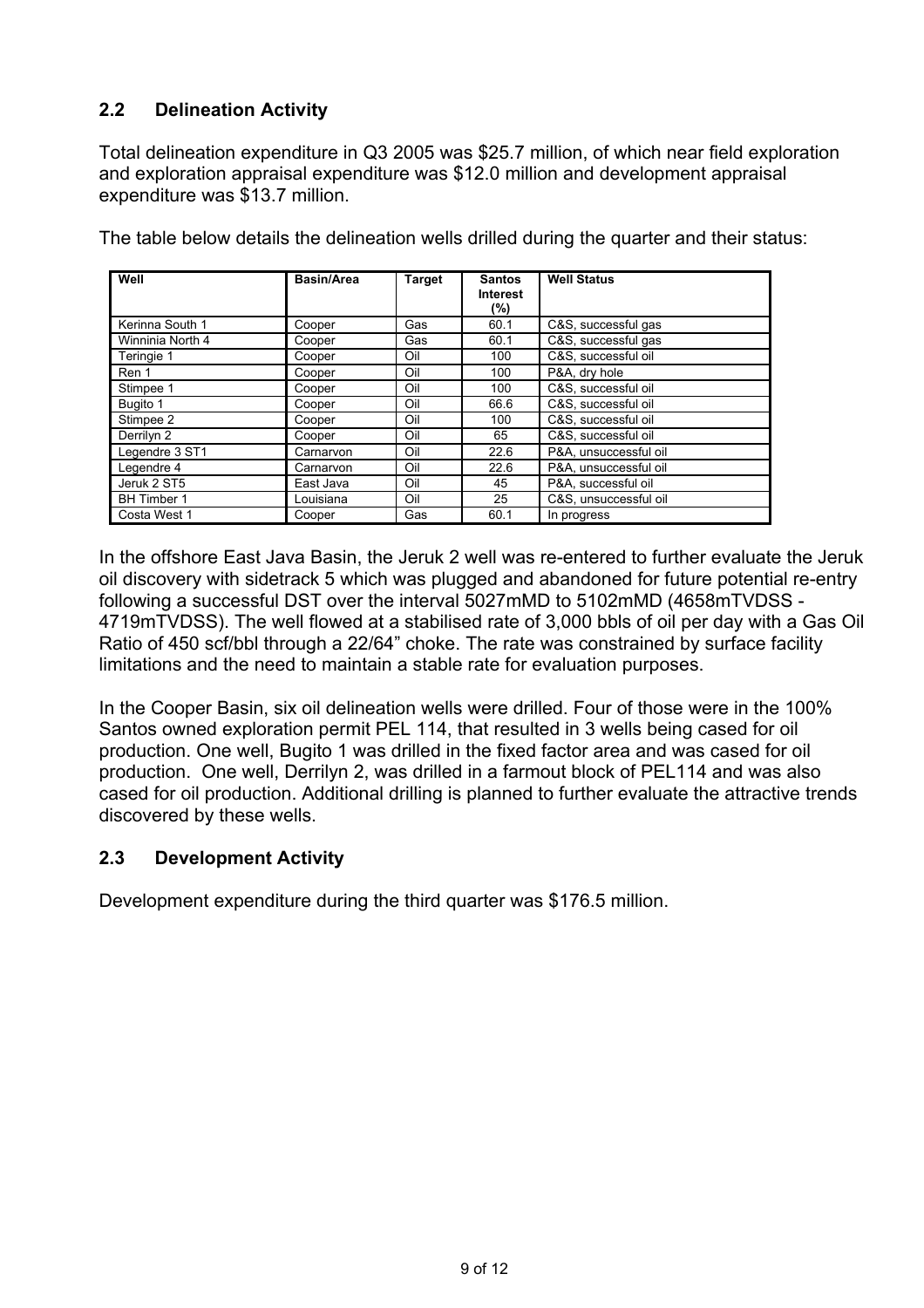## 2.2 Delineation Activity

Total delineation expenditure in Q3 2005 was $25.7 million, of which near field exploration and exploration appraisal expenditure was $12.0 million and development appraisal expenditure was $13.7 million.

The table below details the delineation wells drilled during the quarter and their status:

| Well | Basin/Area | Target | Santos Interest (%) | Well Status |
|---|---|---|---|---|
| Kerinna South 1 | Cooper | Gas | 60.1 | C&S, successful gas |
| Winninia North 4 | Cooper | Gas | 60.1 | C&S, successful gas |
| Teringie 1 | Cooper | Oil | 100 | C&S, successful oil |
| Ren 1 | Cooper | Oil | 100 | P&A, dry hole |
| Stimpee 1 | Cooper | Oil | 100 | C&S, successful oil |
| Bugito 1 | Cooper | Oil | 66.6 | C&S, successful oil |
| Stimpee 2 | Cooper | Oil | 100 | C&S, successful oil |
| Derrilyn 2 | Cooper | Oil | 65 | C&S, successful oil |
| Legendre 3 ST1 | Carnarvon | Oil | 22.6 | P&A, unsuccessful oil |
| Legendre 4 | Carnarvon | Oil | 22.6 | P&A, unsuccessful oil |
| Jeruk 2 ST5 | East Java | Oil | 45 | P&A, successful oil |
| BH Timber 1 | Louisiana | Oil | 25 | C&S, unsuccessful oil |
| Costa West 1 | Cooper | Gas | 60.1 | In progress |

In the offshore East Java Basin, the Jeruk 2 well was re-entered to further evaluate the Jeruk oil discovery with sidetrack 5 which was plugged and abandoned for future potential re-entry following a successful DST over the interval 5027mMD to 5102mMD (4658mTVDSS - 4719mTVDSS). The well flowed at a stabilised rate of 3,000 bbls of oil per day with a Gas Oil Ratio of 450 scf/bbl through a 22/64" choke. The rate was constrained by surface facility limitations and the need to maintain a stable rate for evaluation purposes.

In the Cooper Basin, six oil delineation wells were drilled. Four of those were in the 100% Santos owned exploration permit PEL 114, that resulted in 3 wells being cased for oil production. One well, Bugito 1 was drilled in the fixed factor area and was cased for oil production. One well, Derrilyn 2, was drilled in a farmout block of PEL114 and was also cased for oil production. Additional drilling is planned to further evaluate the attractive trends discovered by these wells.

## 2.3 Development Activity

Development expenditure during the third quarter was $176.5 million.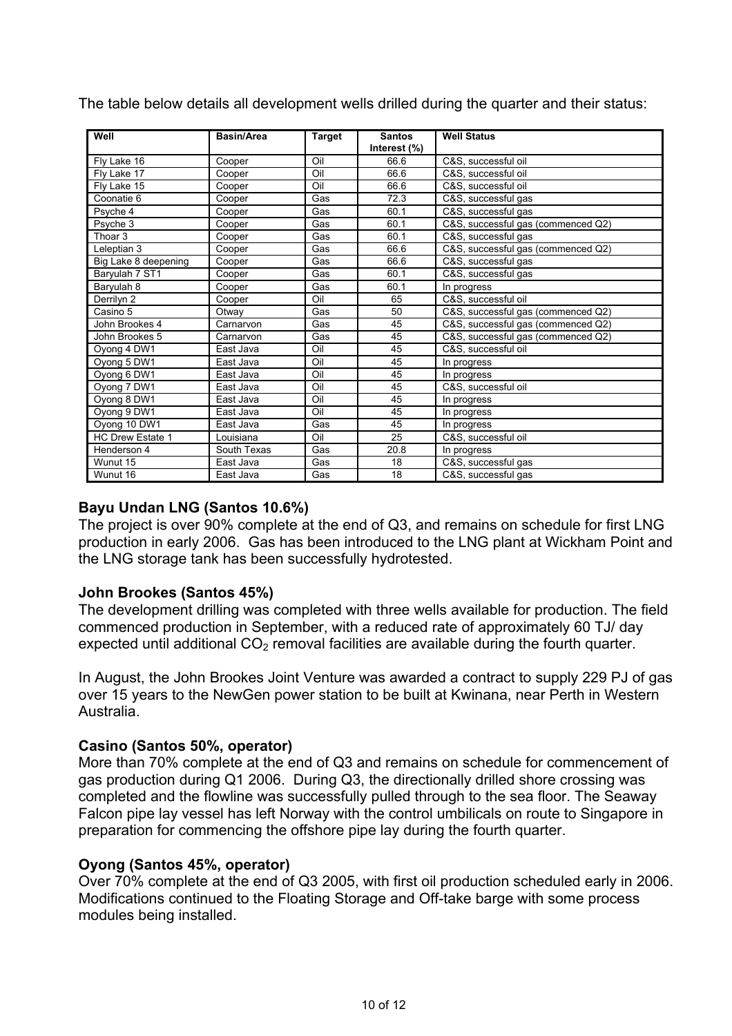The table below details all development wells drilled during the quarter and their status:

| Well | Basin/Area | Target | Santos Interest (%) | Well Status |
| --- | --- | --- | --- | --- |
| Fly Lake 16 | Cooper | Oil | 66.6 | C&S, successful oil |
| Fly Lake 17 | Cooper | Oil | 66.6 | C&S, successful oil |
| Fly Lake 15 | Cooper | Oil | 66.6 | C&S, successful oil |
| Coonatie 6 | Cooper | Gas | 72.3 | C&S, successful gas |
| Psyche 4 | Cooper | Gas | 60.1 | C&S, successful gas |
| Psyche 3 | Cooper | Gas | 60.1 | C&S, successful gas (commenced Q2) |
| Thoar 3 | Cooper | Gas | 60.1 | C&S, successful gas |
| Leleptian 3 | Cooper | Gas | 66.6 | C&S, successful gas (commenced Q2) |
| Big Lake 8 deepening | Cooper | Gas | 66.6 | C&S, successful gas |
| Baryulah 7 ST1 | Cooper | Gas | 60.1 | C&S, successful gas |
| Baryulah 8 | Cooper | Gas | 60.1 | In progress |
| Derrilyn 2 | Cooper | Oil | 65 | C&S, successful oil |
| Casino 5 | Otway | Gas | 50 | C&S, successful gas (commenced Q2) |
| John Brookes 4 | Carnarvon | Gas | 45 | C&S, successful gas (commenced Q2) |
| John Brookes 5 | Carnarvon | Gas | 45 | C&S, successful gas (commenced Q2) |
| Oyong 4 DW1 | East Java | Oil | 45 | C&S, successful oil |
| Oyong 5 DW1 | East Java | Oil | 45 | In progress |
| Oyong 6 DW1 | East Java | Oil | 45 | In progress |
| Oyong 7 DW1 | East Java | Oil | 45 | C&S, successful oil |
| Oyong 8 DW1 | East Java | Oil | 45 | In progress |
| Oyong 9 DW1 | East Java | Oil | 45 | In progress |
| Oyong 10 DW1 | East Java | Gas | 45 | In progress |
| HC Drew Estate 1 | Louisiana | Oil | 25 | C&S, successful oil |
| Henderson 4 | South Texas | Gas | 20.8 | In progress |
| Wunut 15 | East Java | Gas | 18 | C&S, successful gas |
| Wunut 16 | East Java | Gas | 18 | C&S, successful gas |

### Bayu Undan LNG (Santos 10.6%)

The project is over 90% complete at the end of Q3, and remains on schedule for first LNG production in early 2006. Gas has been introduced to the LNG plant at Wickham Point and the LNG storage tank has been successfully hydrotested.

### John Brookes (Santos 45%)

The development drilling was completed with three wells available for production. The field commenced production in September, with a reduced rate of approximately 60 TJ/ day expected until additional $CO_2$ removal facilities are available during the fourth quarter.

In August, the John Brookes Joint Venture was awarded a contract to supply 229 PJ of gas over 15 years to the NewGen power station to be built at Kwinana, near Perth in Western Australia.

### Casino (Santos 50%, operator)

More than 70% complete at the end of Q3 and remains on schedule for commencement of gas production during Q1 2006. During Q3, the directionally drilled shore crossing was completed and the flowline was successfully pulled through to the sea floor. The Seaway Falcon pipe lay vessel has left Norway with the control umbilicals on route to Singapore in preparation for commencing the offshore pipe lay during the fourth quarter.

### Oyong (Santos 45%, operator)

Over 70% complete at the end of Q3 2005, with first oil production scheduled early in 2006. Modifications continued to the Floating Storage and Off-take barge with some process modules being installed.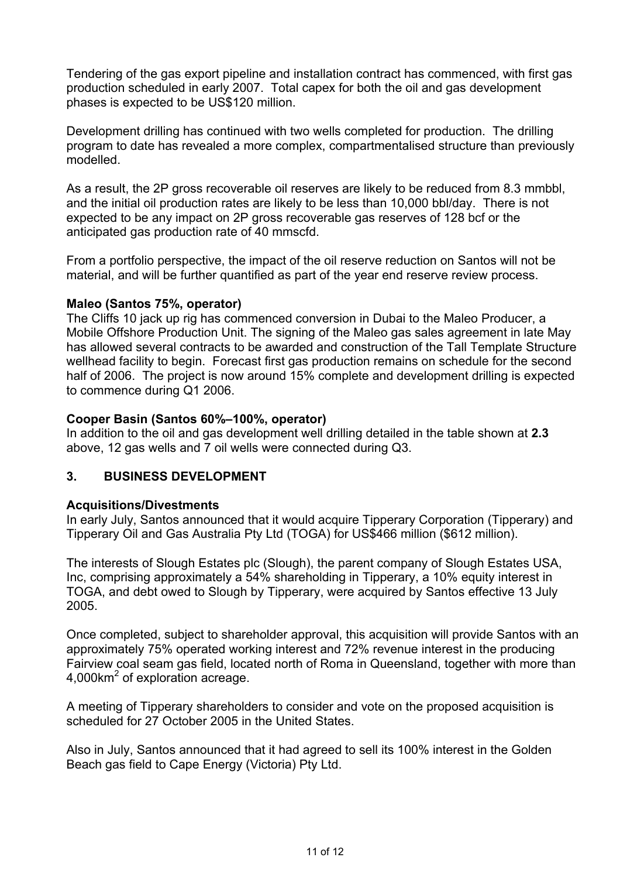Tendering of the gas export pipeline and installation contract has commenced, with first gas production scheduled in early 2007. Total capex for both the oil and gas development phases is expected to be US$120 million.

Development drilling has continued with two wells completed for production. The drilling program to date has revealed a more complex, compartmentalised structure than previously modelled.

As a result, the 2P gross recoverable oil reserves are likely to be reduced from 8.3 mmbbl, and the initial oil production rates are likely to be less than 10,000 bbl/day. There is not expected to be any impact on 2P gross recoverable gas reserves of 128 bcf or the anticipated gas production rate of 40 mmscfd.

From a portfolio perspective, the impact of the oil reserve reduction on Santos will not be material, and will be further quantified as part of the year end reserve review process.

**Maleo (Santos 75%, operator)**
The Cliffs 10 jack up rig has commenced conversion in Dubai to the Maleo Producer, a Mobile Offshore Production Unit. The signing of the Maleo gas sales agreement in late May has allowed several contracts to be awarded and construction of the Tall Template Structure wellhead facility to begin. Forecast first gas production remains on schedule for the second half of 2006. The project is now around 15% complete and development drilling is expected to commence during Q1 2006.

**Cooper Basin (Santos 60%–100%, operator)**
In addition to the oil and gas development well drilling detailed in the table shown at **2.3** above, 12 gas wells and 7 oil wells were connected during Q3.

## 3. BUSINESS DEVELOPMENT

**Acquisitions/Divestments**
In early July, Santos announced that it would acquire Tipperary Corporation (Tipperary) and Tipperary Oil and Gas Australia Pty Ltd (TOGA) for US$466 million ($612 million).

The interests of Slough Estates plc (Slough), the parent company of Slough Estates USA, Inc, comprising approximately a 54% shareholding in Tipperary, a 10% equity interest in TOGA, and debt owed to Slough by Tipperary, were acquired by Santos effective 13 July 2005.

Once completed, subject to shareholder approval, this acquisition will provide Santos with an approximately 75% operated working interest and 72% revenue interest in the producing Fairview coal seam gas field, located north of Roma in Queensland, together with more than 4,000km$^2$ of exploration acreage.

A meeting of Tipperary shareholders to consider and vote on the proposed acquisition is scheduled for 27 October 2005 in the United States.

Also in July, Santos announced that it had agreed to sell its 100% interest in the Golden Beach gas field to Cape Energy (Victoria) Pty Ltd.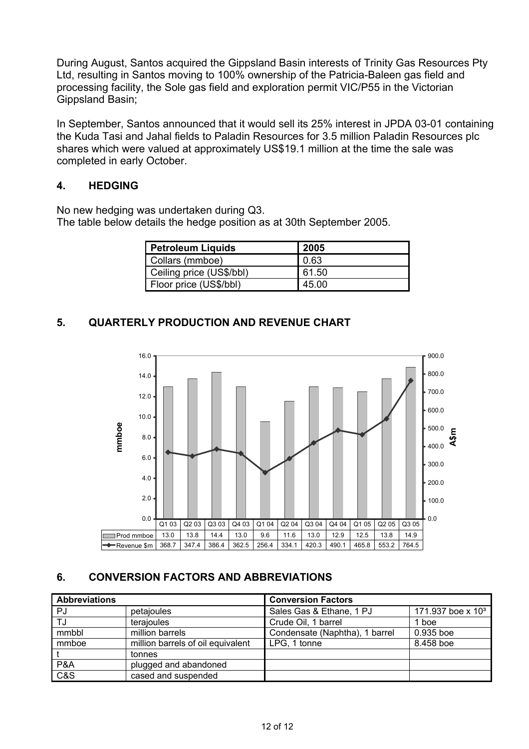During August, Santos acquired the Gippsland Basin interests of Trinity Gas Resources Pty Ltd, resulting in Santos moving to 100% ownership of the Patricia-Baleen gas field and processing facility, the Sole gas field and exploration permit VIC/P55 in the Victorian Gippsland Basin;

In September, Santos announced that it would sell its 25% interest in JPDA 03-01 containing the Kuda Tasi and Jahal fields to Paladin Resources for 3.5 million Paladin Resources plc shares which were valued at approximately US$19.1 million at the time the sale was completed in early October.

## 4. HEDGING

No new hedging was undertaken during Q3.
The table below details the hedge position as at 30th September 2005.

| Petroleum Liquids | 2005 |
|---|---|
| Collars (mmboe) | 0.63 |
| Ceiling price (US$/bbl) | 61.50 |
| Floor price (US$/bbl) | 45.00 |

## 5. QUARTERLY PRODUCTION AND REVENUE CHART

mmboe
A$m

16.0
14.0
12.0
10.0
8.0
6.0
4.0
2.0
0.0

900.0
800.0
700.0
600.0
500.0
400.0
300.0
200.0
100.0
0.0

| | Q1 03 | Q2 03 | Q3 03 | Q4 03 | Q1 04 | Q2 04 | Q3 04 | Q4 04 | Q1 05 | Q2 05 | Q3 05 |
|---|---|---|---|---|---|---|---|---|---|---|---|
| Prod mmboe | 13.0 | 13.8 | 14.4 | 13.0 | 9.6 | 11.6 | 13.0 | 12.9 | 12.5 | 13.8 | 14.9 |
| Revenue $m | 368.7 | 347.4 | 386.4 | 362.5 | 256.4 | 334.1 | 420.3 | 490.1 | 465.8 | 553.2 | 764.5 |

## 6. CONVERSION FACTORS AND ABBREVIATIONS

| Abbreviations | | Conversion Factors | |
|---|---|---|---|
| PJ | petajoules | Sales Gas & Ethane, 1 PJ | 171.937 boe x $10^3$ |
| TJ | terajoules | Crude Oil, 1 barrel | 1 boe |
| mmbbl | million barrels | Condensate (Naphtha), 1 barrel | 0.935 boe |
| mmboe | million barrels of oil equivalent | LPG, 1 tonne | 8.458 boe |
| t | tonnes | | |
| P&A | plugged and abandoned | | |
| C&S | cased and suspended | | |